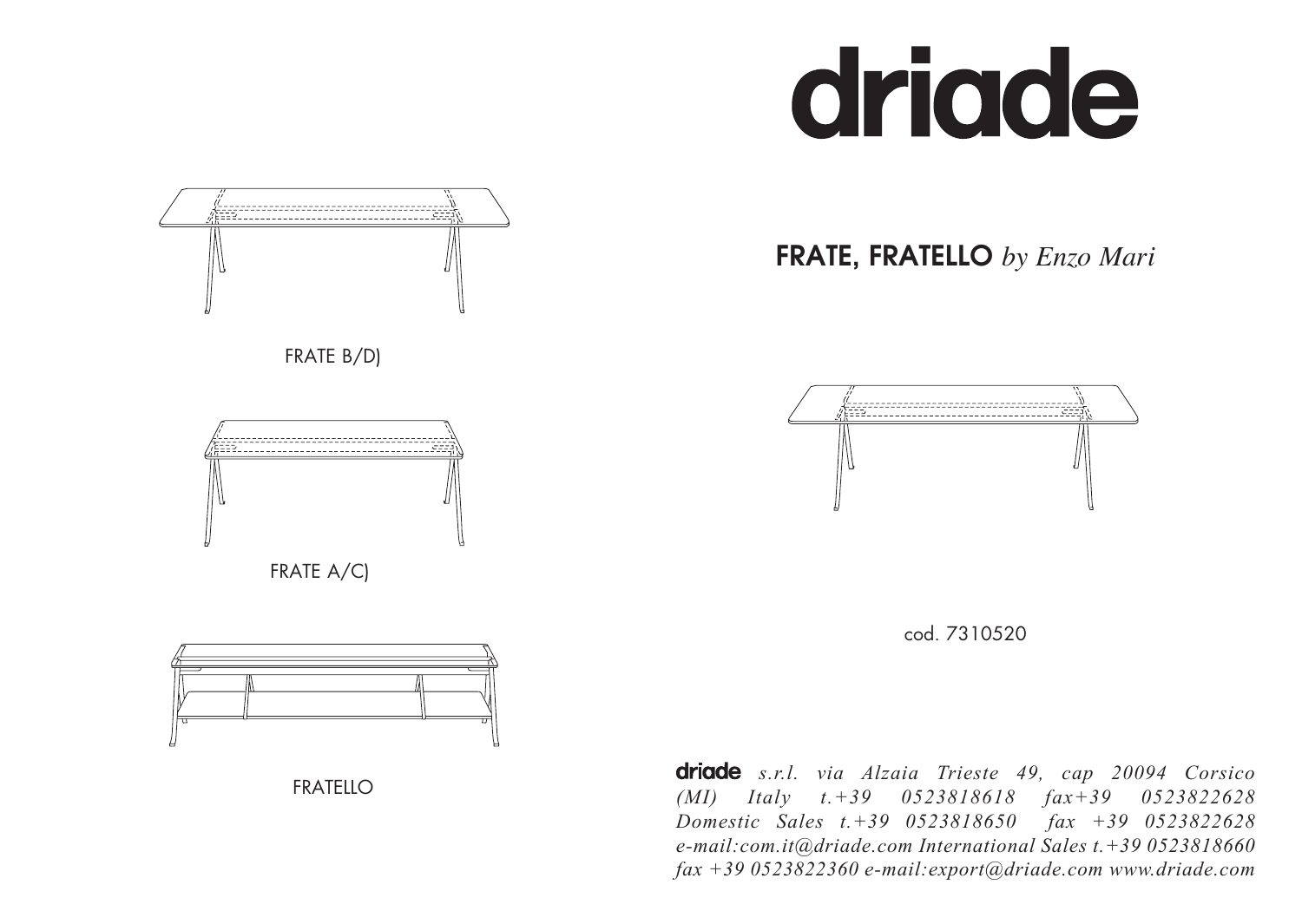# driade

## **FRATE, FRATELLO** *by Enzo Mari*

FRATE B/D)

FRATE A/C)

FRATELLO

cod. 7310520

**driade** *s.r.l. via Alzaia Trieste 49, cap 20094 Corsico (MI) Italy t.+39 0523818618 fax+39 0523822628 Domestic Sales t.+39 0523818650 fax +39 0523822628 e-mail:com.it@driade.com International Sales t.+39 0523818660 fax +39 0523822360 e-mail:export@driade.com www.driade.com*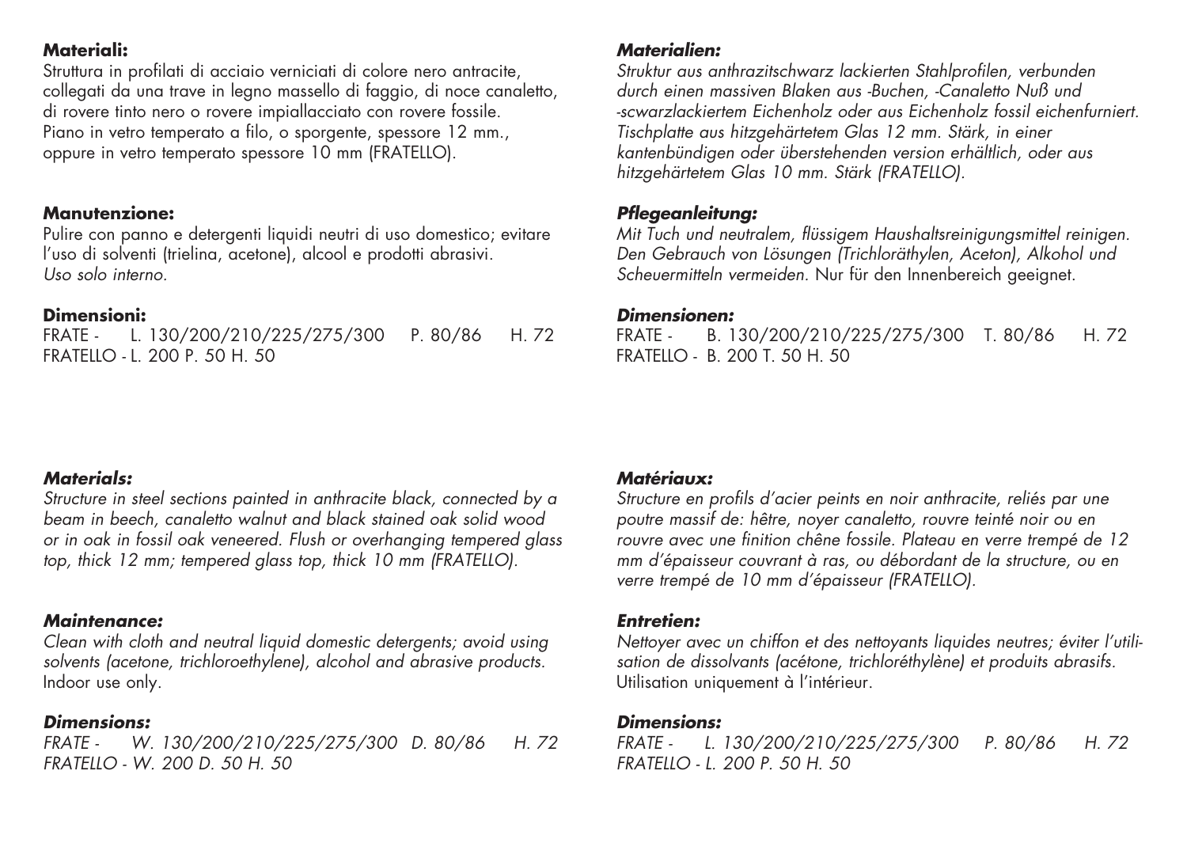**Materiali:**

Struttura in profilati di acciaio verniciati di colore nero antracite, collegati da una trave in legno massello di faggio, di noce canaletto, di rovere tinto nero o rovere impiallacciato con rovere fossile. Piano in vetro temperato a filo, o sporgente, spessore 12 mm., oppure in vetro temperato spessore 10 mm (FRATELLO).

**Manutenzione:**

Pulire con panno e detergenti liquidi neutri di uso domestico; evitare l'uso di solventi (trielina, acetone), alcool e prodotti abrasivi. *Uso solo interno.*

**Dimensioni:**

FRATE - L. 130/200/210/225/275/300 P. 80/86 H. 72
FRATELLO - L. 200 P. 50 H. 50

***Materialien:***

*Struktur aus anthrazitschwarz lackierten Stahlprofilen, verbunden durch einen massiven Blaken aus -Buchen, -Canaletto Nuß und -scwarzlackiertem Eichenholz oder aus Eichenholz fossil eichenfurniert. Tischplatte aus hitzgehärtetem Glas 12 mm. Stärk, in einer kantenbündigen oder überstehenden version erhältlich, oder aus hitzgehärtetem Glas 10 mm. Stärk (FRATELLO).*

***Pflegeanleitung:***

*Mit Tuch und neutralem, flüssigem Haushaltsreinigungsmittel reinigen. Den Gebrauch von Lösungen (Trichloräthylen, Aceton), Alkohol und Scheuermitteln vermeiden.* Nur für den Innenbereich geeignet.

***Dimensionen:***

FRATE - B. 130/200/210/225/275/300 T. 80/86 H. 72
FRATELLO - B. 200 T. 50 H. 50

***Materials:***

*Structure in steel sections painted in anthracite black, connected by a beam in beech, canaletto walnut and black stained oak solid wood or in oak in fossil oak veneered. Flush or overhanging tempered glass top, thick 12 mm; tempered glass top, thick 10 mm (FRATELLO).*

***Maintenance:***

*Clean with cloth and neutral liquid domestic detergents; avoid using solvents (acetone, trichloroethylene), alcohol and abrasive products.* Indoor use only.

***Dimensions:***

*FRATE - W. 130/200/210/225/275/300 D. 80/86 H. 72*
*FRATELLO - W. 200 D. 50 H. 50*

***Matériaux:***

*Structure en profils d'acier peints en noir anthracite, reliés par une poutre massif de: hêtre, noyer canaletto, rouvre teinté noir ou en rouvre avec une finition chêne fossile. Plateau en verre trempé de 12 mm d'épaisseur couvrant à ras, ou débordant de la structure, ou en verre trempé de 10 mm d'épaisseur (FRATELLO).*

***Entretien:***

*Nettoyer avec un chiffon et des nettoyants liquides neutres; éviter l'utilisation de dissolvants (acétone, trichloréthylène) et produits abrasifs.* Utilisation uniquement à l'intérieur.

***Dimensions:***

*FRATE - L. 130/200/210/225/275/300 P. 80/86 H. 72*
*FRATELLO - L. 200 P. 50 H. 50*